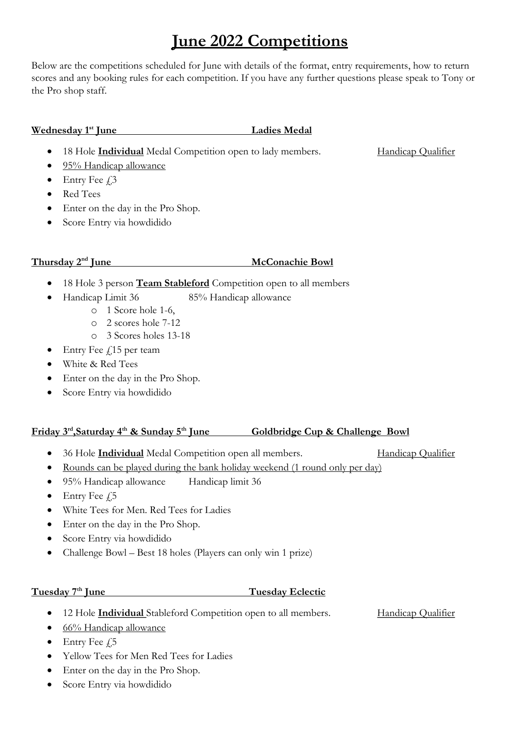# June 2022 Competitions

Below are the competitions scheduled for June with details of the format, entry requirements, how to return scores and any booking rules for each competition. If you have any further questions please speak to Tony or the Pro shop staff.

**Wednesday 1st June — Ladies Medal**

- 18 Hole **Individual** Medal Competition open to lady members. Handicap Qualifier
- 95% Handicap allowance
- Entry Fee £3
- Red Tees
- Enter on the day in the Pro Shop.
- Score Entry via howdidido

**Thursday 2nd June — McConachie Bowl**

- 18 Hole 3 person **Team Stableford** Competition open to all members
- Handicap Limit 36 85% Handicap allowance
  - 1 Score hole 1-6,
  - 2 scores hole 7-12
  - 3 Scores holes 13-18
- Entry Fee £15 per team
- White & Red Tees
- Enter on the day in the Pro Shop.
- Score Entry via howdidido

**Friday 3rd, Saturday 4th & Sunday 5th June — Goldbridge Cup & Challenge Bowl**

- 36 Hole **Individual** Medal Competition open all members. Handicap Qualifier
- Rounds can be played during the bank holiday weekend (1 round only per day)
- 95% Handicap allowance Handicap limit 36
- Entry Fee £5
- White Tees for Men. Red Tees for Ladies
- Enter on the day in the Pro Shop.
- Score Entry via howdidido
- Challenge Bowl – Best 18 holes (Players can only win 1 prize)

**Tuesday 7th June — Tuesday Eclectic**

- 12 Hole **Individual** Stableford Competition open to all members. Handicap Qualifier
- 66% Handicap allowance
- Entry Fee £5
- Yellow Tees for Men Red Tees for Ladies
- Enter on the day in the Pro Shop.
- Score Entry via howdidido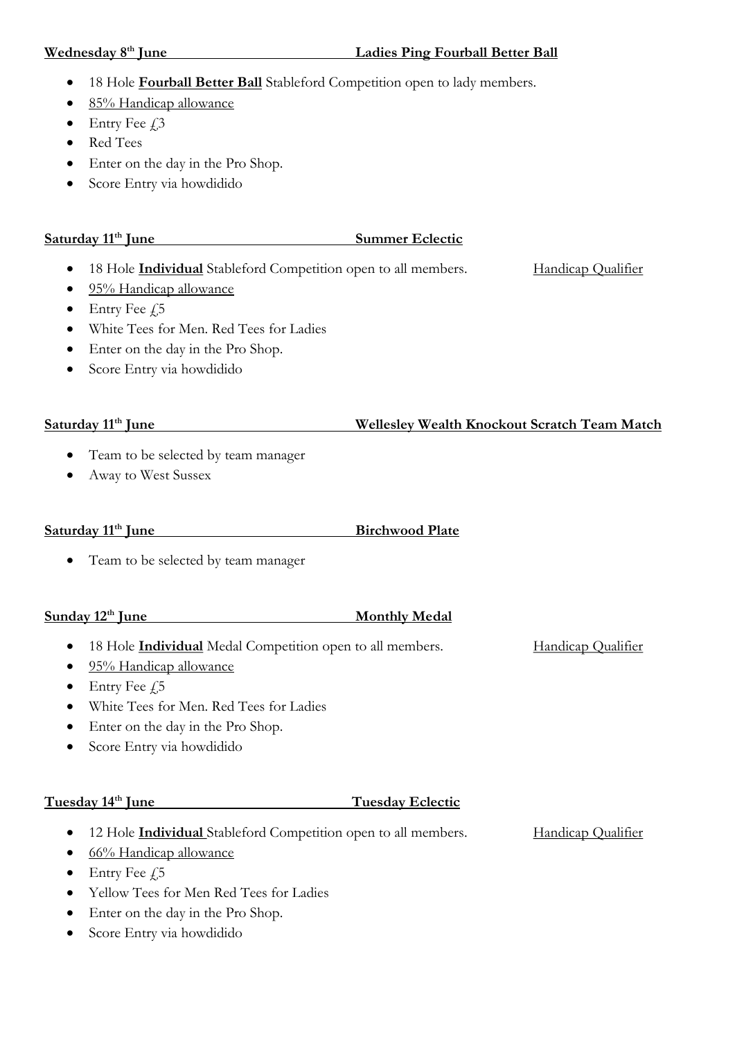**Wednesday 8th June** **Ladies Ping Fourball Better Ball**

- 18 Hole **Fourball Better Ball** Stableford Competition open to lady members.
- 85% Handicap allowance
- Entry Fee £3
- Red Tees
- Enter on the day in the Pro Shop.
- Score Entry via howdidido

**Saturday 11th June** **Summer Eclectic**

- 18 Hole **Individual** Stableford Competition open to all members. Handicap Qualifier
- 95% Handicap allowance
- Entry Fee £5
- White Tees for Men. Red Tees for Ladies
- Enter on the day in the Pro Shop.
- Score Entry via howdidido

**Saturday 11th June** **Wellesley Wealth Knockout Scratch Team Match**

- Team to be selected by team manager
- Away to West Sussex

**Saturday 11th June** **Birchwood Plate**

- Team to be selected by team manager

**Sunday 12th June** **Monthly Medal**

- 18 Hole **Individual** Medal Competition open to all members. Handicap Qualifier
- 95% Handicap allowance
- Entry Fee £5
- White Tees for Men. Red Tees for Ladies
- Enter on the day in the Pro Shop.
- Score Entry via howdidido

**Tuesday 14th June** **Tuesday Eclectic**

- 12 Hole **Individual** Stableford Competition open to all members. Handicap Qualifier
- 66% Handicap allowance
- Entry Fee £5
- Yellow Tees for Men Red Tees for Ladies
- Enter on the day in the Pro Shop.
- Score Entry via howdidido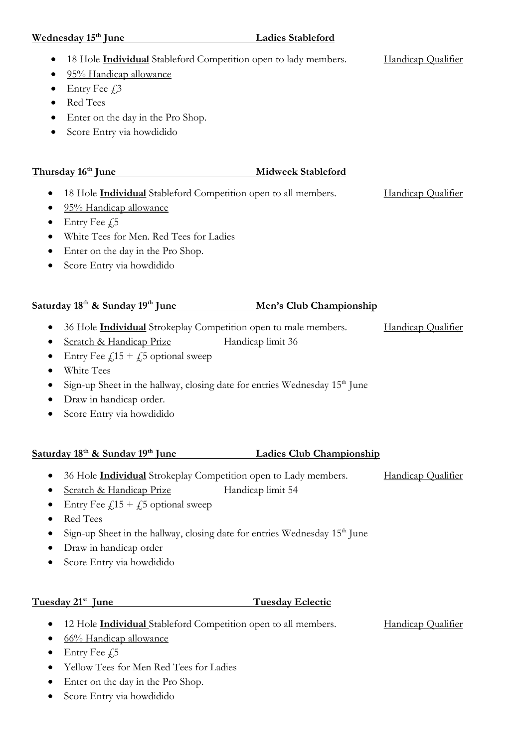**Wednesday 15th June** **Ladies Stableford**

- 18 Hole **Individual** Stableford Competition open to lady members. Handicap Qualifier
- 95% Handicap allowance
- Entry Fee £3
- Red Tees
- Enter on the day in the Pro Shop.
- Score Entry via howdidido

**Thursday 16th June** **Midweek Stableford**

- 18 Hole **Individual** Stableford Competition open to all members. Handicap Qualifier
- 95% Handicap allowance
- Entry Fee £5
- White Tees for Men. Red Tees for Ladies
- Enter on the day in the Pro Shop.
- Score Entry via howdidido

**Saturday 18th & Sunday 19th June** **Men's Club Championship**

- 36 Hole **Individual** Strokeplay Competition open to male members. Handicap Qualifier
- Scratch & Handicap Prize Handicap limit 36
- Entry Fee £15 + £5 optional sweep
- White Tees
- Sign-up Sheet in the hallway, closing date for entries Wednesday 15th June
- Draw in handicap order.
- Score Entry via howdidido

**Saturday 18th & Sunday 19th June** **Ladies Club Championship**

- 36 Hole **Individual** Strokeplay Competition open to Lady members. Handicap Qualifier
- Scratch & Handicap Prize Handicap limit 54
- Entry Fee £15 + £5 optional sweep
- Red Tees
- Sign-up Sheet in the hallway, closing date for entries Wednesday 15th June
- Draw in handicap order
- Score Entry via howdidido

**Tuesday 21st June** **Tuesday Eclectic**

- 12 Hole **Individual** Stableford Competition open to all members. Handicap Qualifier
- 66% Handicap allowance
- Entry Fee £5
- Yellow Tees for Men Red Tees for Ladies
- Enter on the day in the Pro Shop.
- Score Entry via howdidido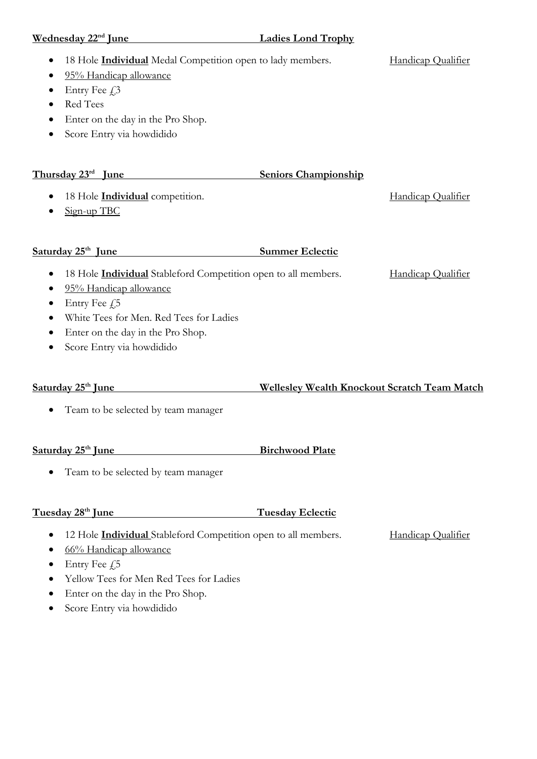**Wednesday 22nd June** **Ladies Lond Trophy**

- 18 Hole **Individual** Medal Competition open to lady members. Handicap Qualifier
- 95% Handicap allowance
- Entry Fee £3
- Red Tees
- Enter on the day in the Pro Shop.
- Score Entry via howdidido

**Thursday 23rd June** **Seniors Championship**

- 18 Hole **Individual** competition. Handicap Qualifier
- Sign-up TBC

**Saturday 25th June** **Summer Eclectic**

- 18 Hole **Individual** Stableford Competition open to all members. Handicap Qualifier
- 95% Handicap allowance
- Entry Fee £5
- White Tees for Men. Red Tees for Ladies
- Enter on the day in the Pro Shop.
- Score Entry via howdidido

**Saturday 25th June** **Wellesley Wealth Knockout Scratch Team Match**

- Team to be selected by team manager

**Saturday 25th June** **Birchwood Plate**

- Team to be selected by team manager

**Tuesday 28th June** **Tuesday Eclectic**

- 12 Hole **Individual** Stableford Competition open to all members. Handicap Qualifier
- 66% Handicap allowance
- Entry Fee £5
- Yellow Tees for Men Red Tees for Ladies
- Enter on the day in the Pro Shop.
- Score Entry via howdidido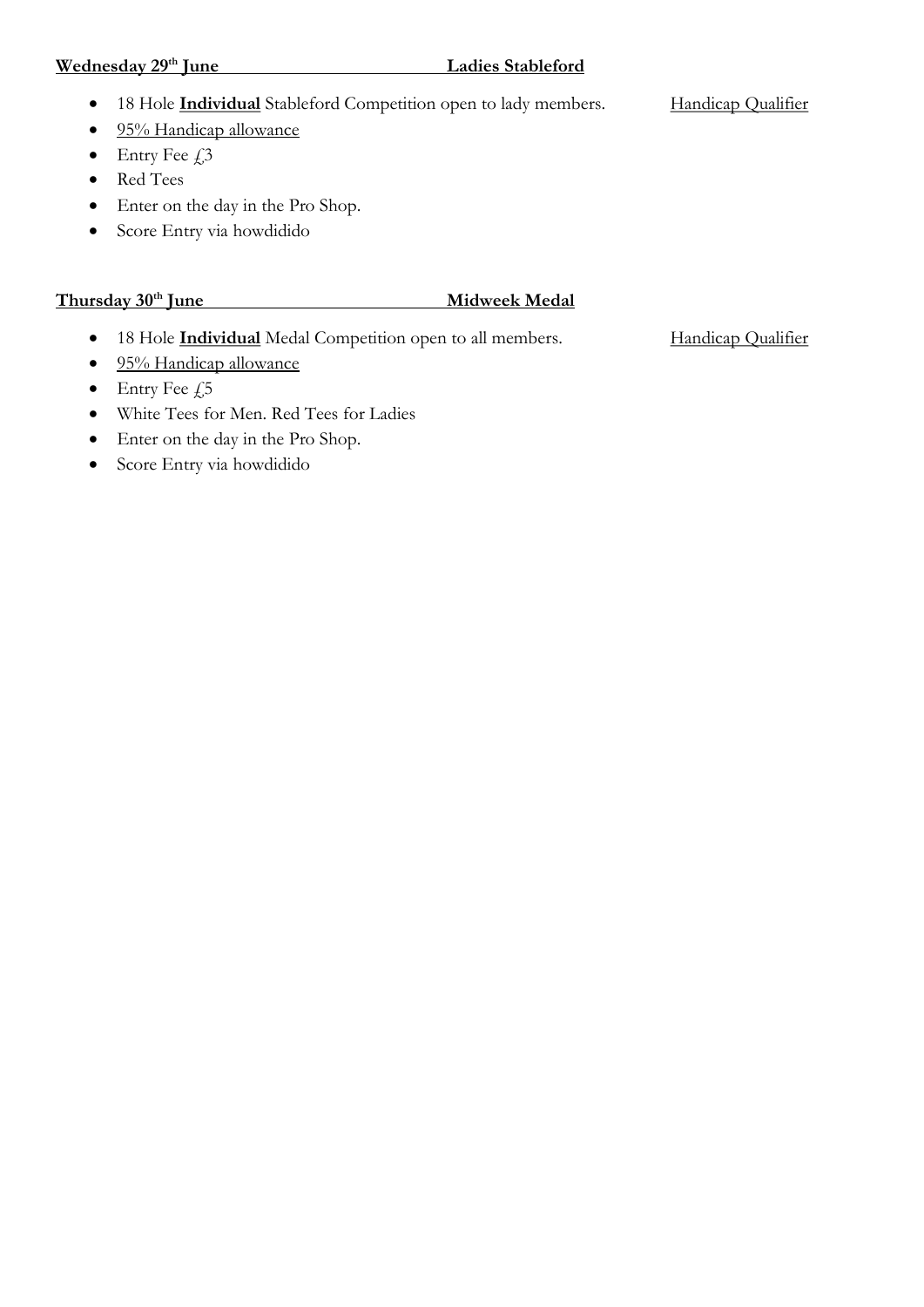**Wednesday 29th June** **Ladies Stableford**

- 18 Hole **Individual** Stableford Competition open to lady members. Handicap Qualifier
- 95% Handicap allowance
- Entry Fee £3
- Red Tees
- Enter on the day in the Pro Shop.
- Score Entry via howdidido

**Thursday 30th June** **Midweek Medal**

- 18 Hole **Individual** Medal Competition open to all members. Handicap Qualifier
- 95% Handicap allowance
- Entry Fee £5
- White Tees for Men. Red Tees for Ladies
- Enter on the day in the Pro Shop.
- Score Entry via howdidido